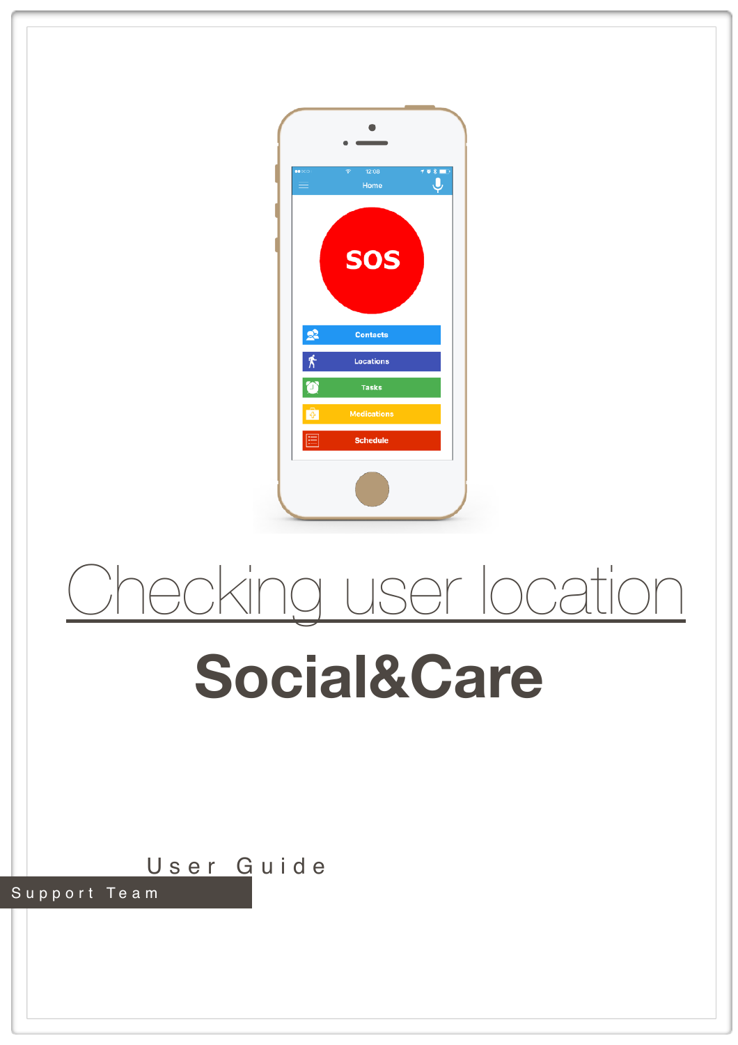# Checking user location

## Social&Care

User Guide

Support Team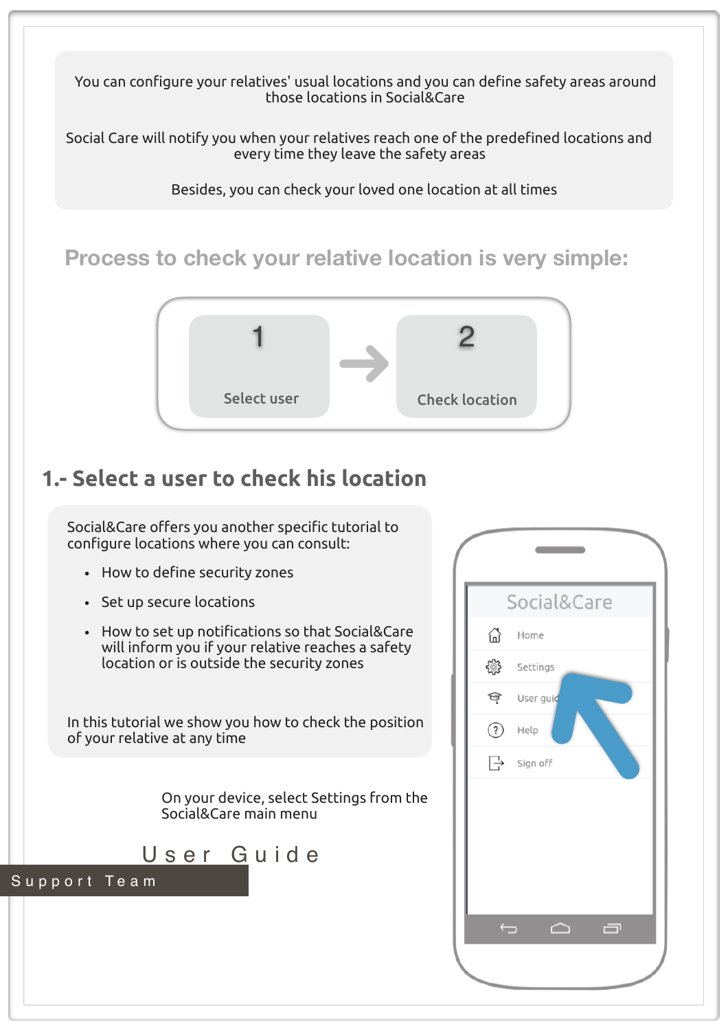You can configure your relatives' usual locations and you can define safety areas around those locations in Social&Care

Social Care will notify you when your relatives reach one of the predefined locations and every time they leave the safety areas

Besides, you can check your loved one location at all times

## Process to check your relative location is very simple:

1. Select user
2. Check location

## 1.- Select a user to check his location

Social&Care offers you another specific tutorial to configure locations where you can consult:

- How to define security zones
- Set up secure locations
- How to set up notifications so that Social&Care will inform you if your relative reaches a safety location or is outside the security zones

In this tutorial we show you how to check the position of your relative at any time

On your device, select Settings from the Social&Care main menu

Social&Care

- Home
- Settings
- User guid
- Help
- Sign off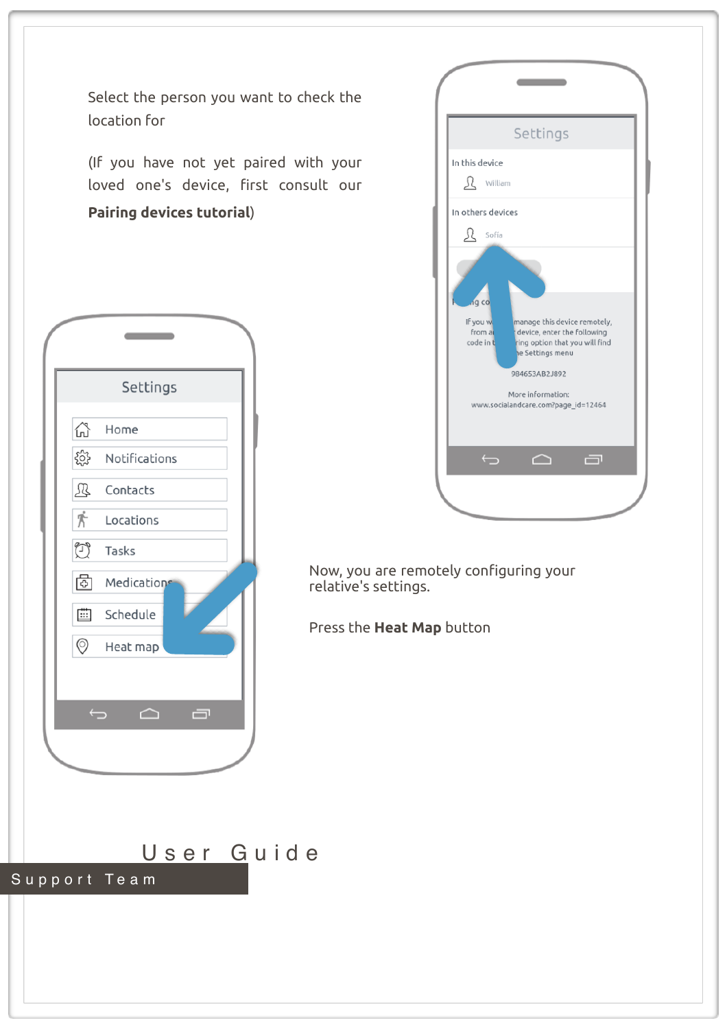Select the person you want to check the location for

(If you have not yet paired with your loved one's device, first consult our **Pairing devices tutorial**)

Now, you are remotely configuring your relative's settings.

Press the **Heat Map** button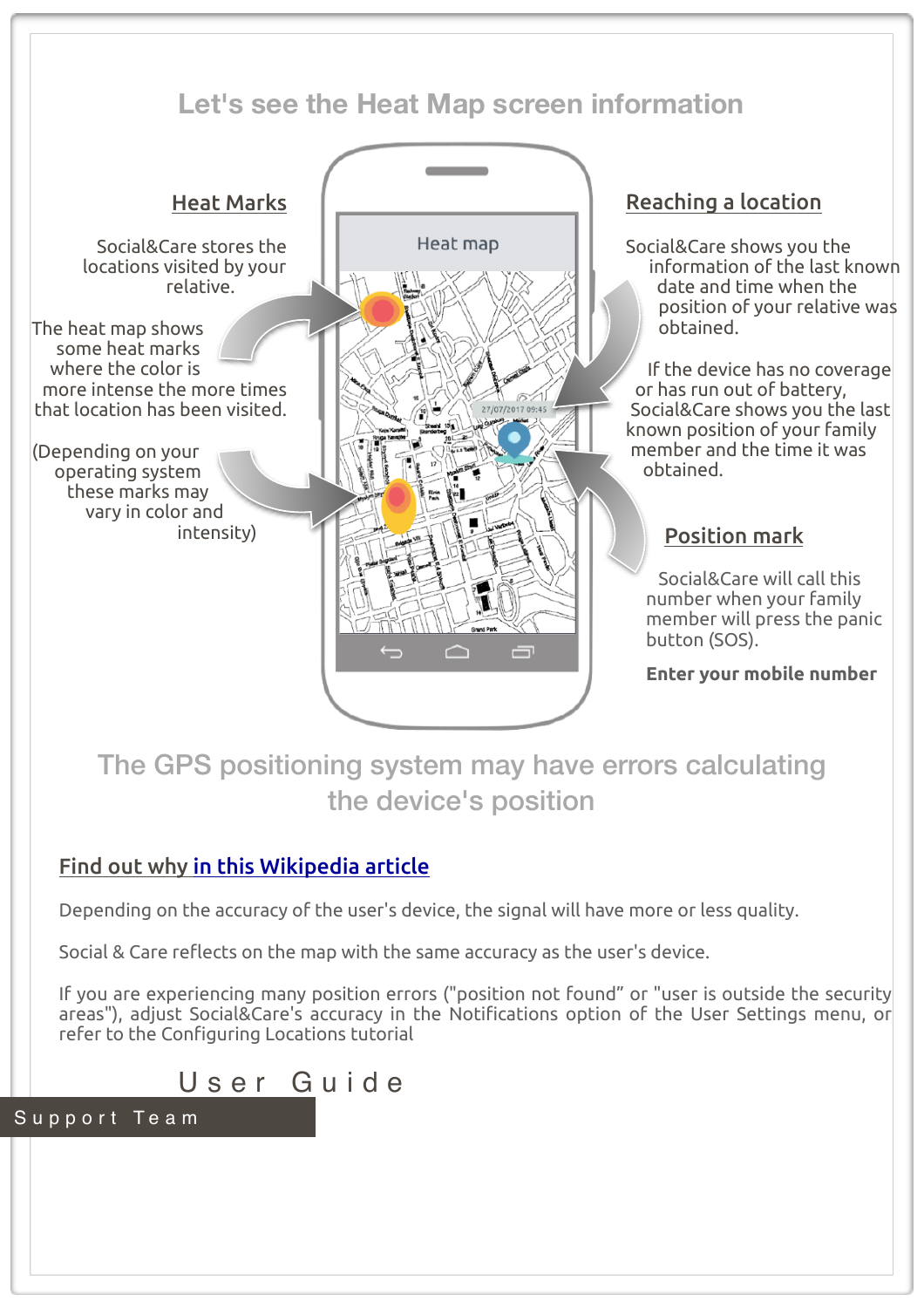## Let's see the Heat Map screen information

### Heat Marks

Social&Care stores the locations visited by your relative.

The heat map shows some heat marks where the color is more intense the more times that location has been visited.

(Depending on your operating system these marks may vary in color and intensity)

### Reaching a location

Social&Care shows you the information of the last known date and time when the position of your relative was obtained.

If the device has no coverage or has run out of battery, Social&Care shows you the last known position of your family member and the time it was obtained.

### Position mark

Social&Care will call this number when your family member will press the panic button (SOS).

**Enter your mobile number**

## The GPS positioning system may have errors calculating the device's position

### Find out why in this Wikipedia article

Depending on the accuracy of the user's device, the signal will have more or less quality.

Social & Care reflects on the map with the same accuracy as the user's device.

If you are experiencing many position errors ("position not found" or "user is outside the security areas"), adjust Social&Care's accuracy in the Notifications option of the User Settings menu, or refer to the Configuring Locations tutorial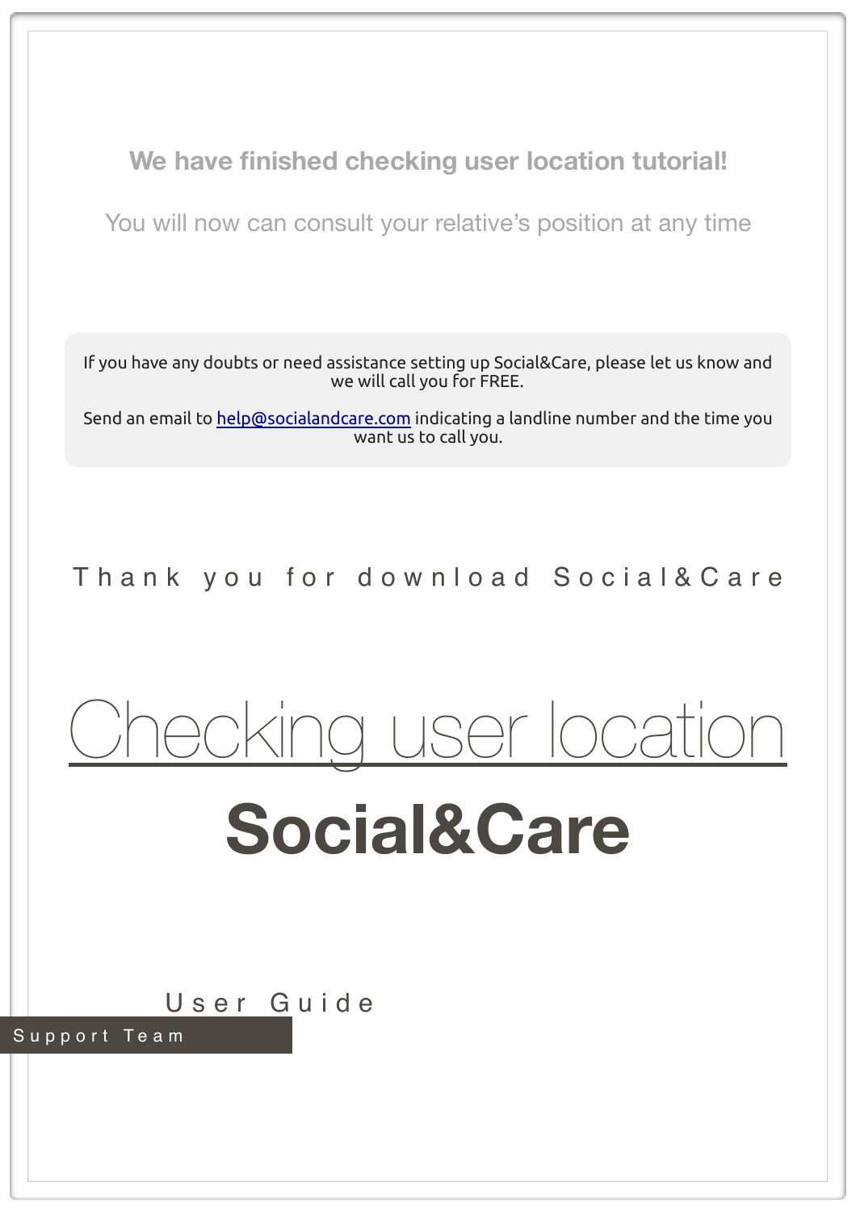**We have finished checking user location tutorial!**

You will now can consult your relative's position at any time

If you have any doubts or need assistance setting up Social&Care, please let us know and we will call you for FREE.

Send an email to help@socialandcare.com indicating a landline number and the time you want us to call you.

Thank you for download Social&Care

# Checking user location

# Social&Care

User Guide

Support Team